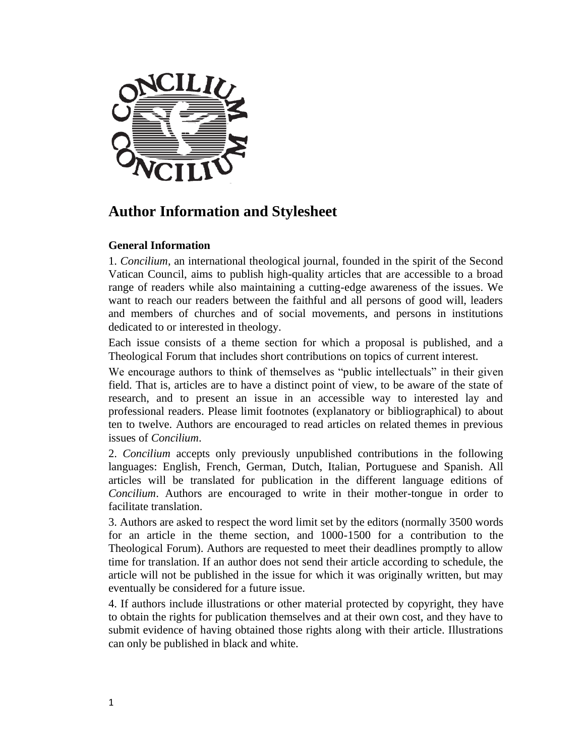# Author Information and Stylesheet

## General Information

1. *Concilium*, an international theological journal, founded in the spirit of the Second Vatican Council, aims to publish high-quality articles that are accessible to a broad range of readers while also maintaining a cutting-edge awareness of the issues. We want to reach our readers between the faithful and all persons of good will, leaders and members of churches and of social movements, and persons in institutions dedicated to or interested in theology.

Each issue consists of a theme section for which a proposal is published, and a Theological Forum that includes short contributions on topics of current interest.

We encourage authors to think of themselves as "public intellectuals" in their given field. That is, articles are to have a distinct point of view, to be aware of the state of research, and to present an issue in an accessible way to interested lay and professional readers. Please limit footnotes (explanatory or bibliographical) to about ten to twelve. Authors are encouraged to read articles on related themes in previous issues of *Concilium*.

2. *Concilium* accepts only previously unpublished contributions in the following languages: English, French, German, Dutch, Italian, Portuguese and Spanish. All articles will be translated for publication in the different language editions of *Concilium*. Authors are encouraged to write in their mother-tongue in order to facilitate translation.

3. Authors are asked to respect the word limit set by the editors (normally 3500 words for an article in the theme section, and 1000-1500 for a contribution to the Theological Forum). Authors are requested to meet their deadlines promptly to allow time for translation. If an author does not send their article according to schedule, the article will not be published in the issue for which it was originally written, but may eventually be considered for a future issue.

4. If authors include illustrations or other material protected by copyright, they have to obtain the rights for publication themselves and at their own cost, and they have to submit evidence of having obtained those rights along with their article. Illustrations can only be published in black and white.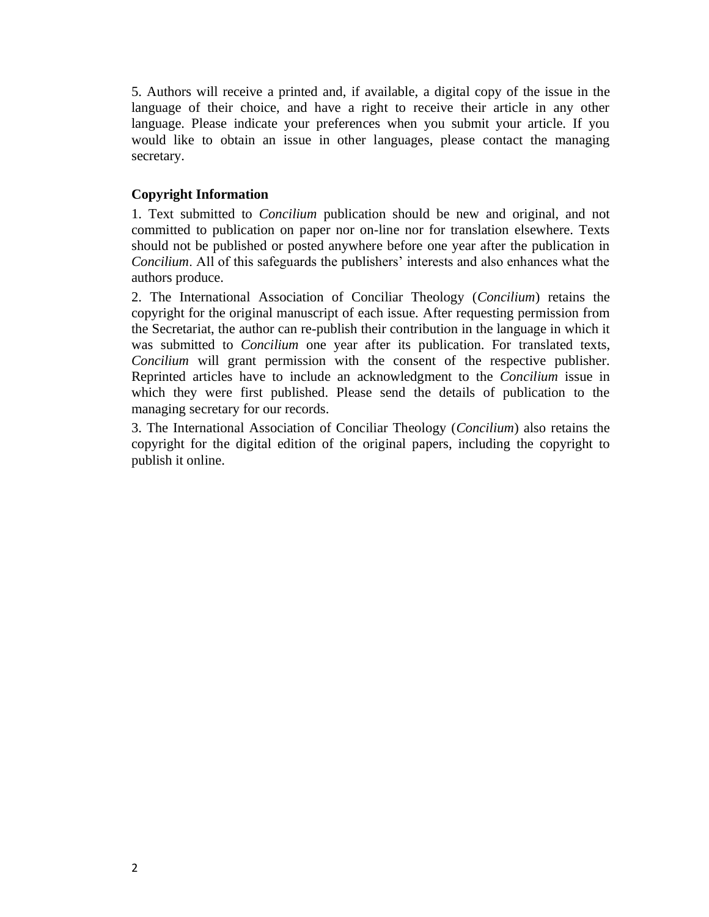5. Authors will receive a printed and, if available, a digital copy of the issue in the language of their choice, and have a right to receive their article in any other language. Please indicate your preferences when you submit your article. If you would like to obtain an issue in other languages, please contact the managing secretary.

**Copyright Information**

1. Text submitted to *Concilium* publication should be new and original, and not committed to publication on paper nor on-line nor for translation elsewhere. Texts should not be published or posted anywhere before one year after the publication in *Concilium*. All of this safeguards the publishers' interests and also enhances what the authors produce.

2. The International Association of Conciliar Theology (*Concilium*) retains the copyright for the original manuscript of each issue. After requesting permission from the Secretariat, the author can re-publish their contribution in the language in which it was submitted to *Concilium* one year after its publication. For translated texts, *Concilium* will grant permission with the consent of the respective publisher. Reprinted articles have to include an acknowledgment to the *Concilium* issue in which they were first published. Please send the details of publication to the managing secretary for our records.

3. The International Association of Conciliar Theology (*Concilium*) also retains the copyright for the digital edition of the original papers, including the copyright to publish it online.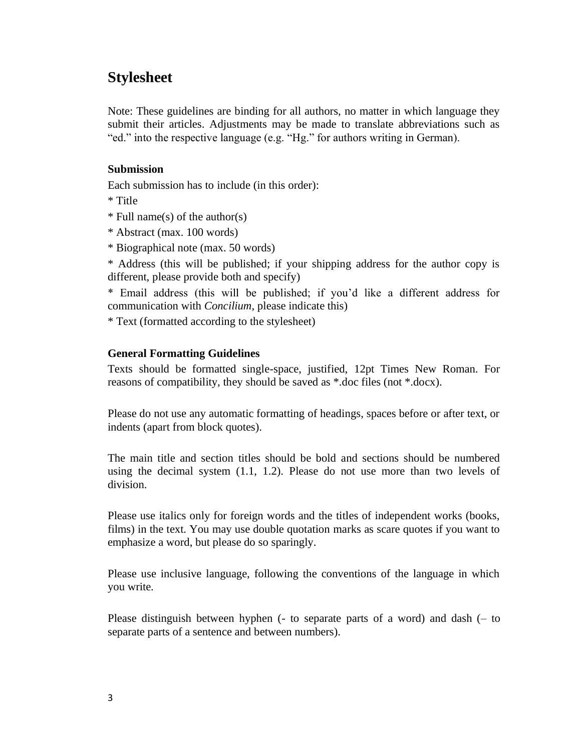## Stylesheet

Note: These guidelines are binding for all authors, no matter in which language they submit their articles. Adjustments may be made to translate abbreviations such as "ed." into the respective language (e.g. "Hg." for authors writing in German).

**Submission**

Each submission has to include (in this order):

* Title

* Full name(s) of the author(s)

* Abstract (max. 100 words)

* Biographical note (max. 50 words)

* Address (this will be published; if your shipping address for the author copy is different, please provide both and specify)

* Email address (this will be published; if you'd like a different address for communication with *Concilium*, please indicate this)

* Text (formatted according to the stylesheet)

**General Formatting Guidelines**

Texts should be formatted single-space, justified, 12pt Times New Roman. For reasons of compatibility, they should be saved as *.doc files (not *.docx).

Please do not use any automatic formatting of headings, spaces before or after text, or indents (apart from block quotes).

The main title and section titles should be bold and sections should be numbered using the decimal system (1.1, 1.2). Please do not use more than two levels of division.

Please use italics only for foreign words and the titles of independent works (books, films) in the text. You may use double quotation marks as scare quotes if you want to emphasize a word, but please do so sparingly.

Please use inclusive language, following the conventions of the language in which you write.

Please distinguish between hyphen (- to separate parts of a word) and dash (– to separate parts of a sentence and between numbers).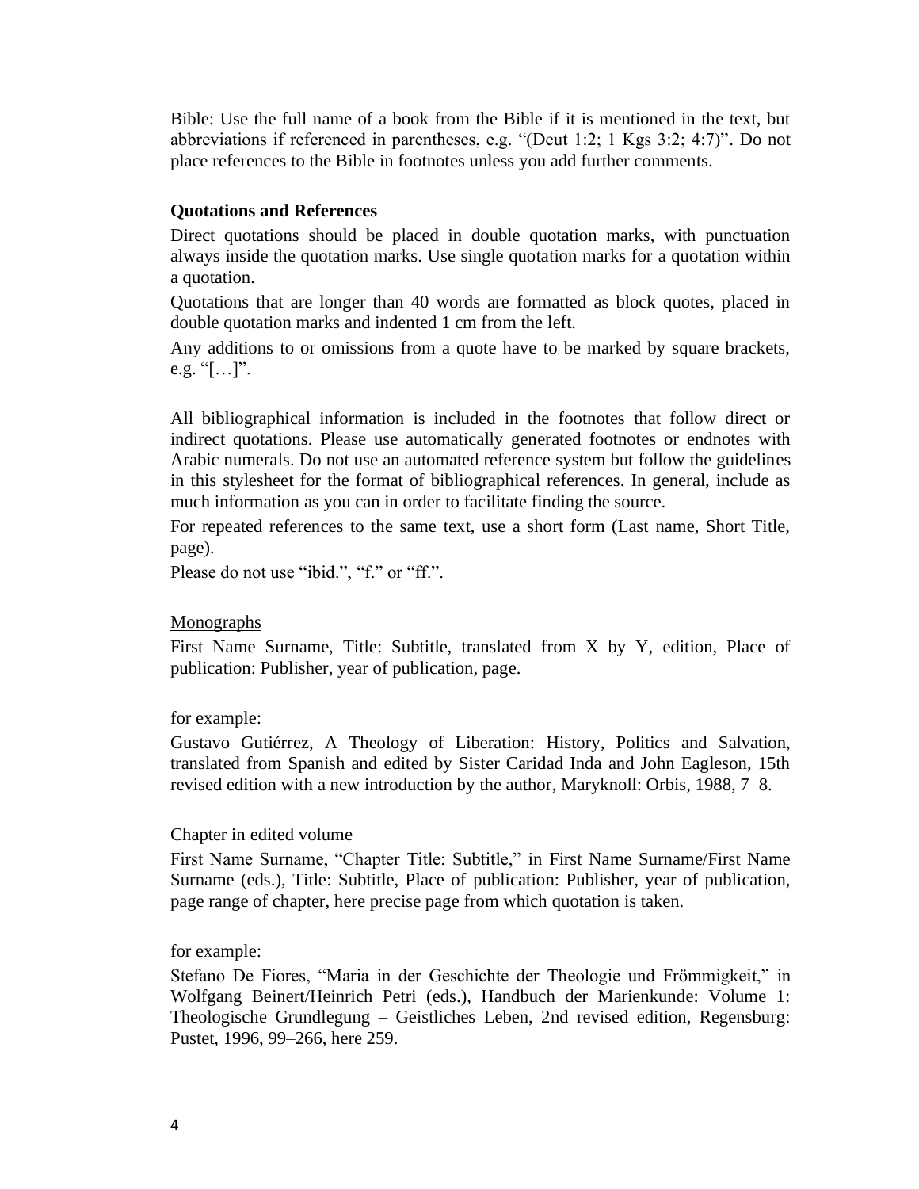Bible: Use the full name of a book from the Bible if it is mentioned in the text, but abbreviations if referenced in parentheses, e.g. "(Deut 1:2; 1 Kgs 3:2; 4:7)". Do not place references to the Bible in footnotes unless you add further comments.

**Quotations and References**

Direct quotations should be placed in double quotation marks, with punctuation always inside the quotation marks. Use single quotation marks for a quotation within a quotation.

Quotations that are longer than 40 words are formatted as block quotes, placed in double quotation marks and indented 1 cm from the left.

Any additions to or omissions from a quote have to be marked by square brackets, e.g. "[…]".

All bibliographical information is included in the footnotes that follow direct or indirect quotations. Please use automatically generated footnotes or endnotes with Arabic numerals. Do not use an automated reference system but follow the guidelines in this stylesheet for the format of bibliographical references. In general, include as much information as you can in order to facilitate finding the source.

For repeated references to the same text, use a short form (Last name, Short Title, page).

Please do not use "ibid.", "f." or "ff.".

<u>Monographs</u>

First Name Surname, Title: Subtitle, translated from X by Y, edition, Place of publication: Publisher, year of publication, page.

for example:

Gustavo Gutiérrez, A Theology of Liberation: History, Politics and Salvation, translated from Spanish and edited by Sister Caridad Inda and John Eagleson, 15th revised edition with a new introduction by the author, Maryknoll: Orbis, 1988, 7–8.

<u>Chapter in edited volume</u>

First Name Surname, "Chapter Title: Subtitle," in First Name Surname/First Name Surname (eds.), Title: Subtitle, Place of publication: Publisher, year of publication, page range of chapter, here precise page from which quotation is taken.

for example:

Stefano De Fiores, "Maria in der Geschichte der Theologie und Frömmigkeit," in Wolfgang Beinert/Heinrich Petri (eds.), Handbuch der Marienkunde: Volume 1: Theologische Grundlegung – Geistliches Leben, 2nd revised edition, Regensburg: Pustet, 1996, 99–266, here 259.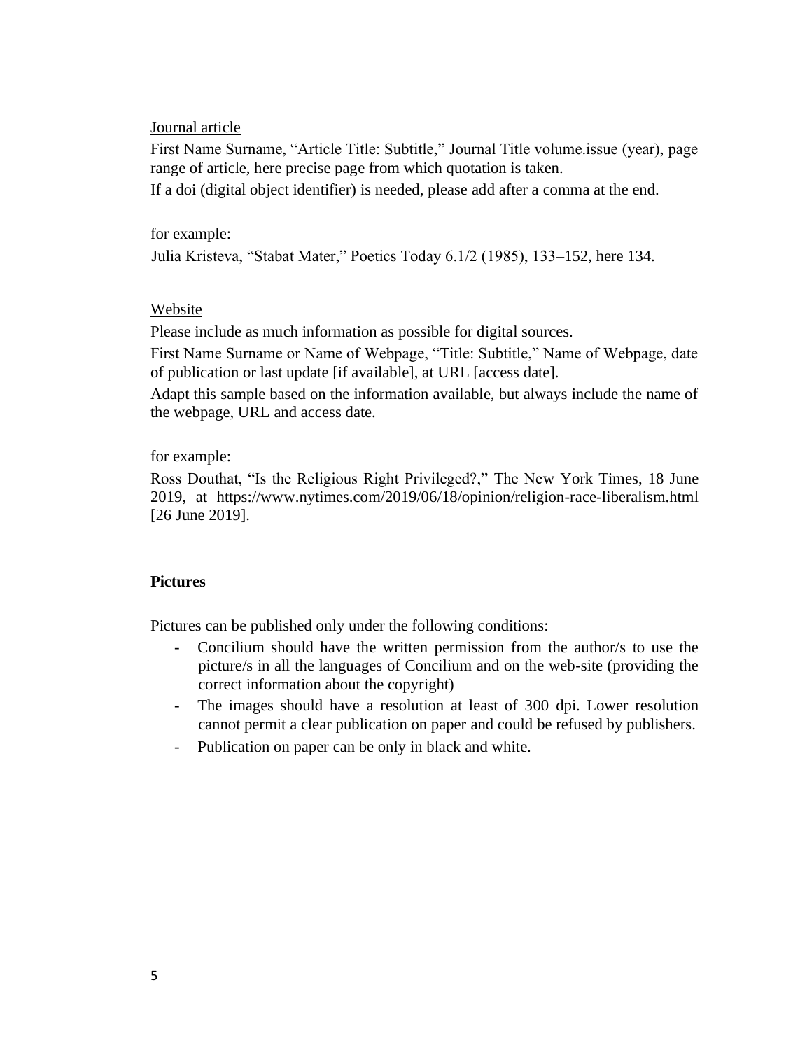Journal article

First Name Surname, "Article Title: Subtitle," Journal Title volume.issue (year), page range of article, here precise page from which quotation is taken.

If a doi (digital object identifier) is needed, please add after a comma at the end.

for example:

Julia Kristeva, "Stabat Mater," Poetics Today 6.1/2 (1985), 133–152, here 134.

Website

Please include as much information as possible for digital sources.

First Name Surname or Name of Webpage, "Title: Subtitle," Name of Webpage, date of publication or last update [if available], at URL [access date].

Adapt this sample based on the information available, but always include the name of the webpage, URL and access date.

for example:

Ross Douthat, "Is the Religious Right Privileged?," The New York Times, 18 June 2019, at https://www.nytimes.com/2019/06/18/opinion/religion-race-liberalism.html [26 June 2019].

**Pictures**

Pictures can be published only under the following conditions:

- Concilium should have the written permission from the author/s to use the picture/s in all the languages of Concilium and on the web-site (providing the correct information about the copyright)
- The images should have a resolution at least of 300 dpi. Lower resolution cannot permit a clear publication on paper and could be refused by publishers.
- Publication on paper can be only in black and white.